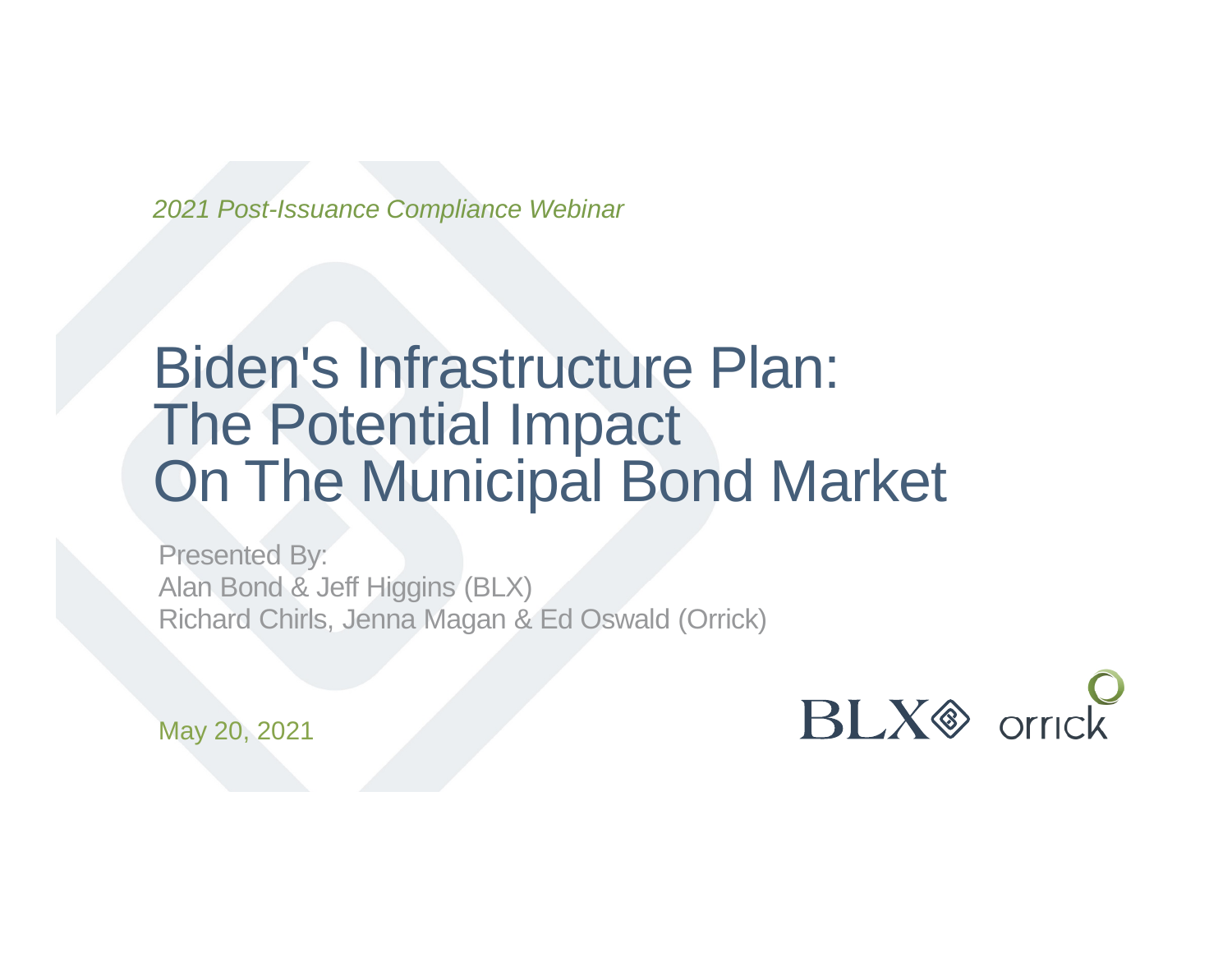*2021 Post-Issuance Compliance Webinar*

# Biden's Infrastructure Plan: The Potential Impact On The Municipal Bond Market

Presented By:
Alan Bond & Jeff Higgins (BLX)
Richard Chirls, Jenna Magan & Ed Oswald (Orrick)

May 20, 2021

BLX orrick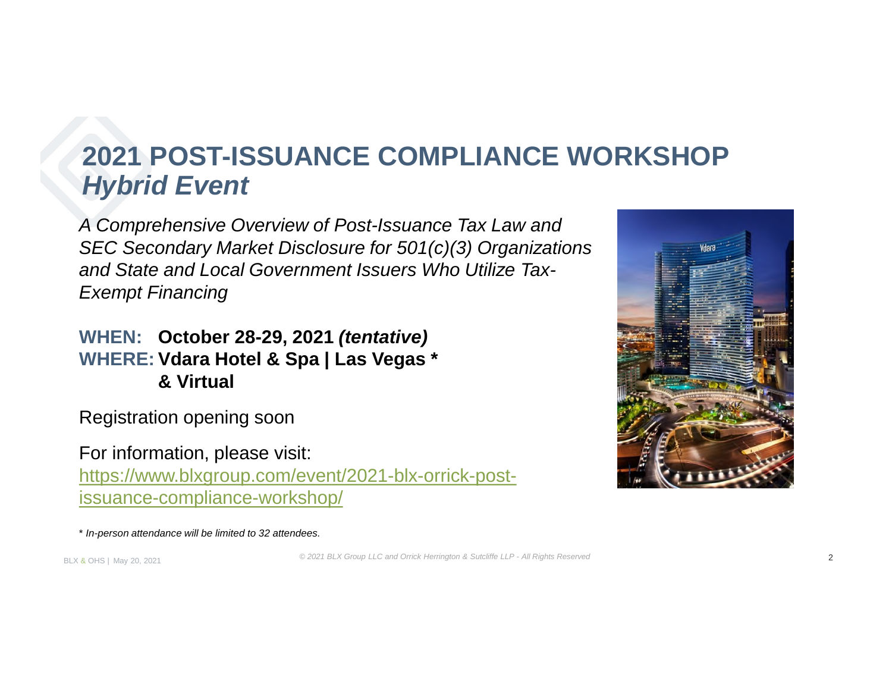# 2021 POST-ISSUANCE COMPLIANCE WORKSHOP *Hybrid Event*

*A Comprehensive Overview of Post-Issuance Tax Law and SEC Secondary Market Disclosure for 501(c)(3) Organizations and State and Local Government Issuers Who Utilize Tax-Exempt Financing*

**WHEN: October 28-29, 2021 *(tentative)***
**WHERE: Vdara Hotel & Spa | Las Vegas * & Virtual**

Registration opening soon

For information, please visit:
https://www.blxgroup.com/event/2021-blx-orrick-post-issuance-compliance-workshop/

\* *In-person attendance will be limited to 32 attendees.*

*© 2021 BLX Group LLC and Orrick Herrington & Sutcliffe LLP - All Rights Reserved*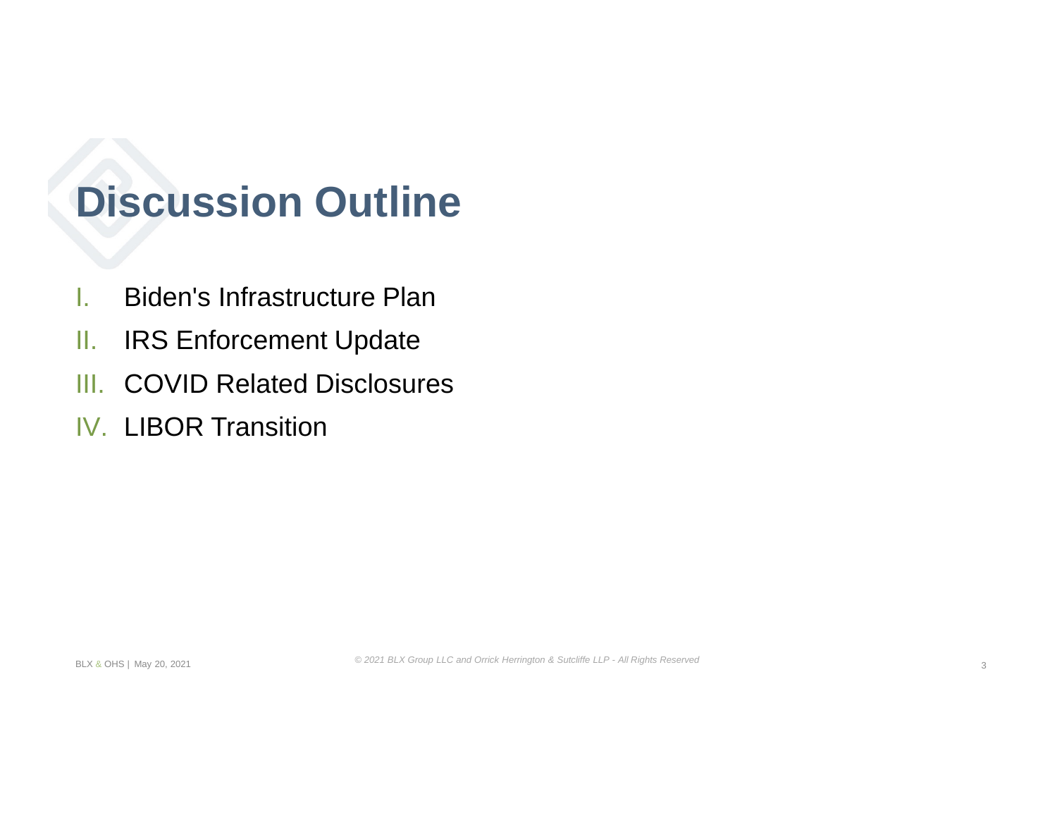# Discussion Outline

I. Biden's Infrastructure Plan
II. IRS Enforcement Update
III. COVID Related Disclosures
IV. LIBOR Transition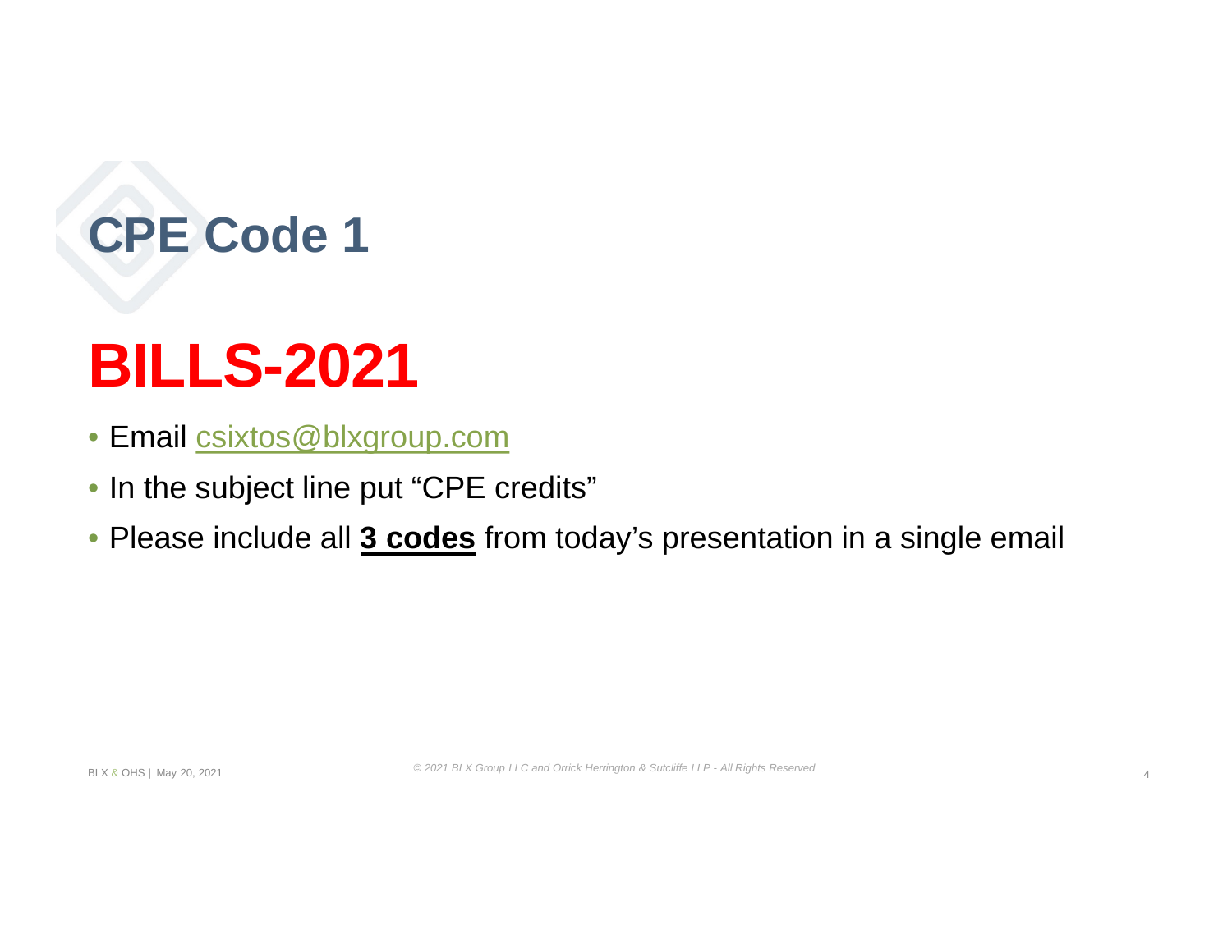# CPE Code 1

# BILLS-2021

- Email csixtos@blxgroup.com
- In the subject line put "CPE credits"
- Please include all **3 codes** from today's presentation in a single email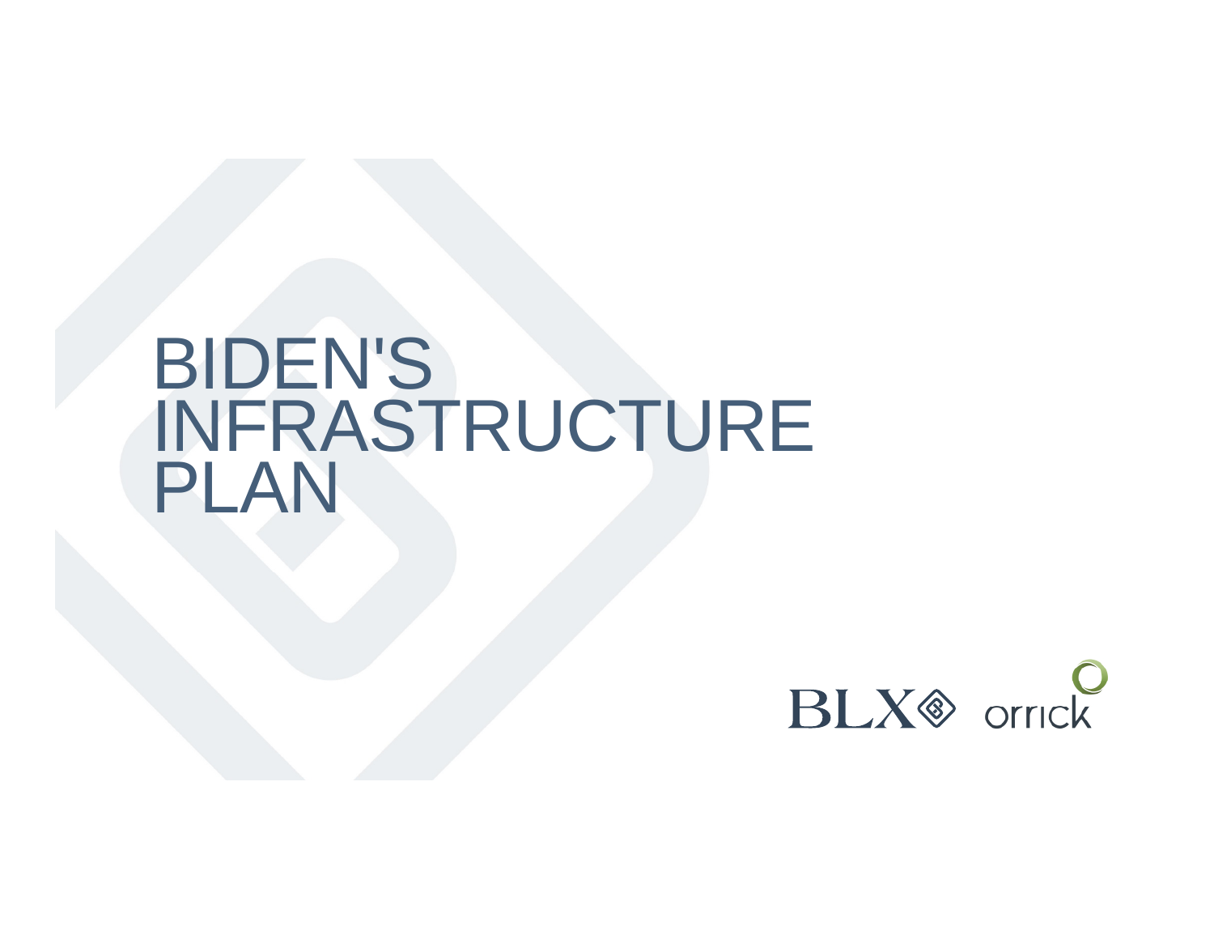# BIDEN'S INFRASTRUCTURE PLAN

BLX orrick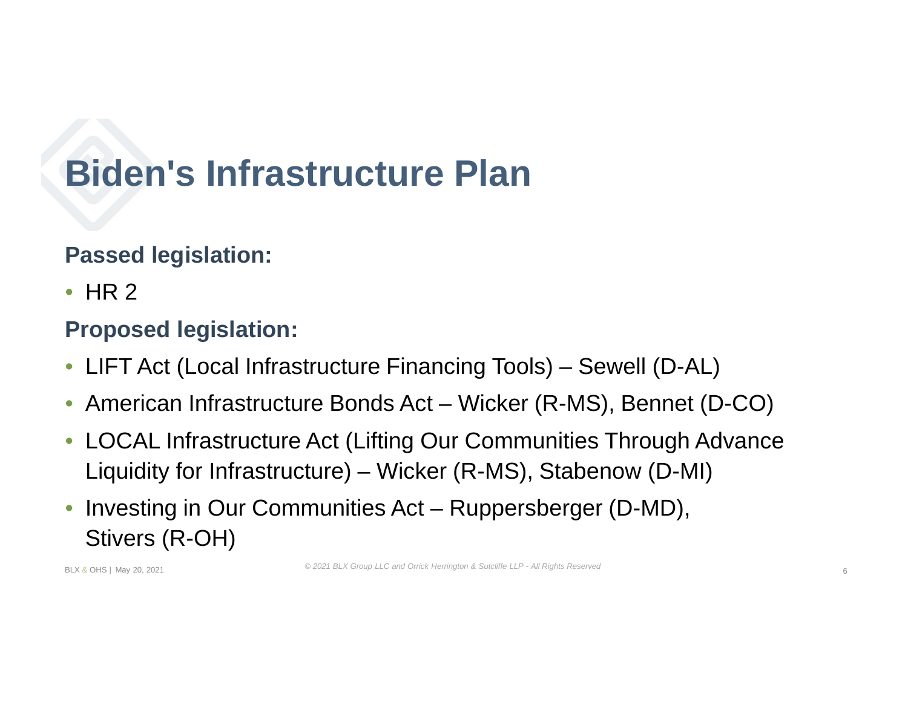# Biden's Infrastructure Plan

**Passed legislation:**

- HR 2

**Proposed legislation:**

- LIFT Act (Local Infrastructure Financing Tools) – Sewell (D-AL)
- American Infrastructure Bonds Act – Wicker (R-MS), Bennet (D-CO)
- LOCAL Infrastructure Act (Lifting Our Communities Through Advance Liquidity for Infrastructure) – Wicker (R-MS), Stabenow (D-MI)
- Investing in Our Communities Act – Ruppersberger (D-MD), Stivers (R-OH)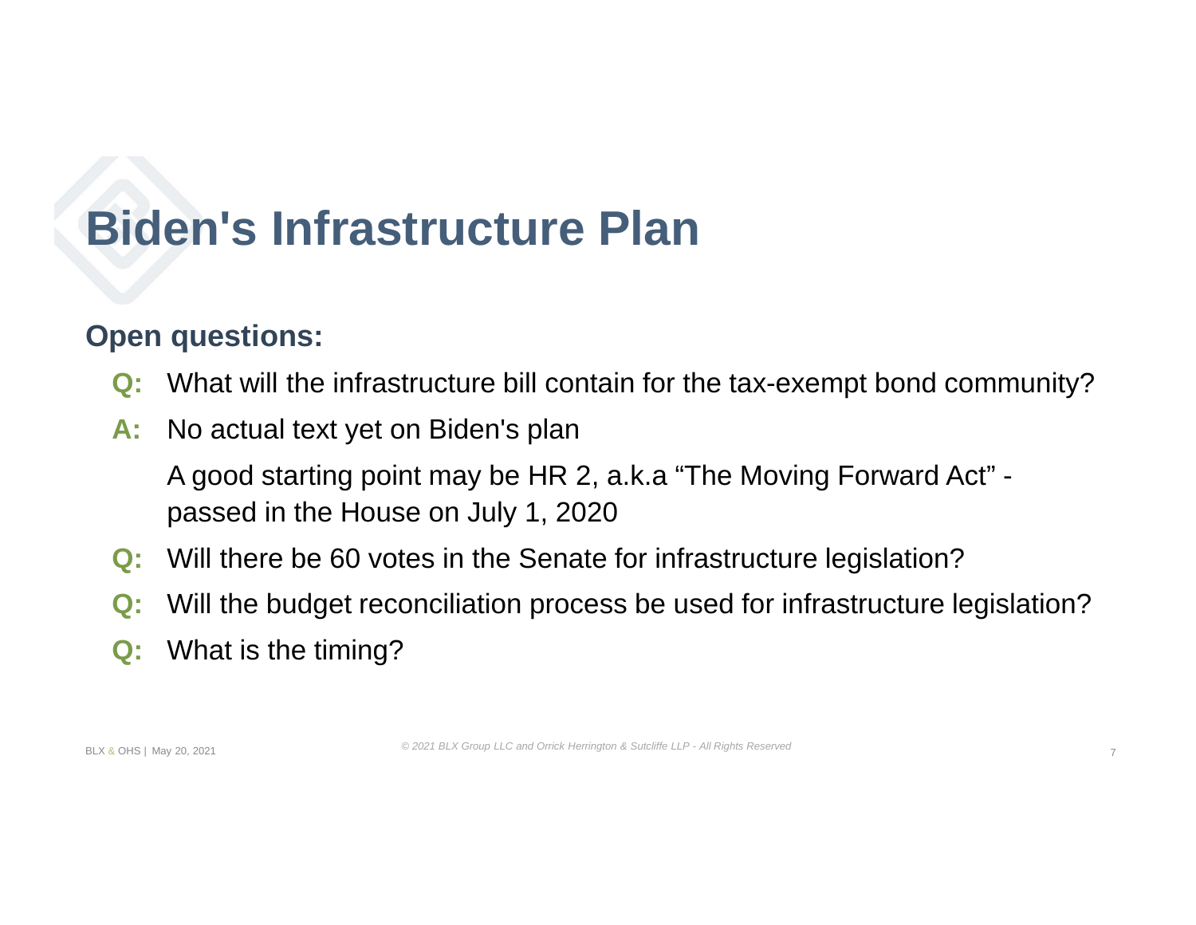# Biden's Infrastructure Plan

**Open questions:**

**Q:** What will the infrastructure bill contain for the tax-exempt bond community?

**A:** No actual text yet on Biden's plan

A good starting point may be HR 2, a.k.a "The Moving Forward Act" - passed in the House on July 1, 2020

**Q:** Will there be 60 votes in the Senate for infrastructure legislation?

**Q:** Will the budget reconciliation process be used for infrastructure legislation?

**Q:** What is the timing?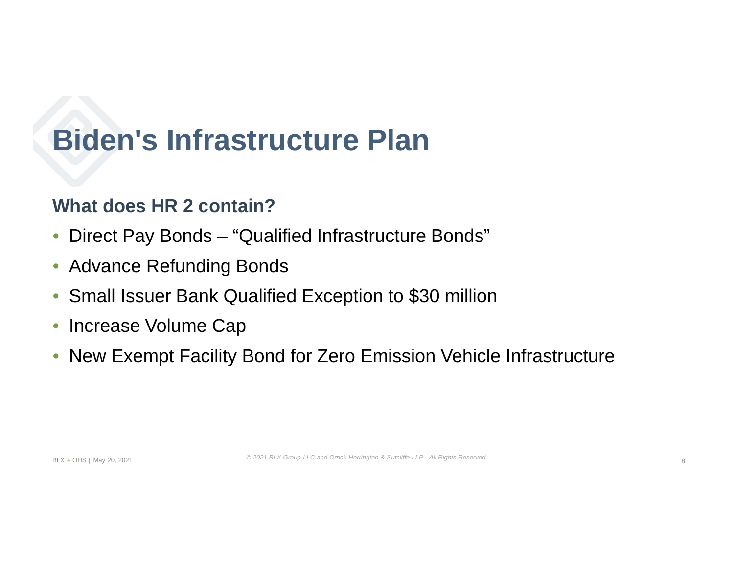# Biden's Infrastructure Plan

## What does HR 2 contain?

- Direct Pay Bonds – “Qualified Infrastructure Bonds”
- Advance Refunding Bonds
- Small Issuer Bank Qualified Exception to $30 million
- Increase Volume Cap
- New Exempt Facility Bond for Zero Emission Vehicle Infrastructure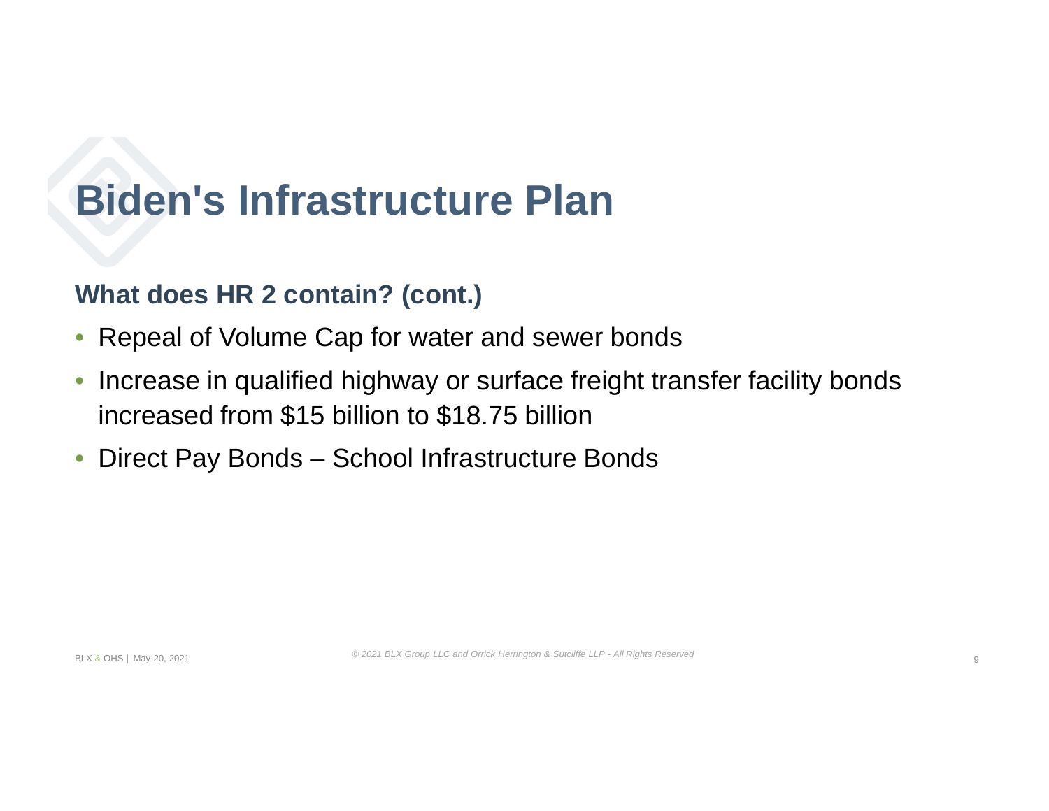# Biden's Infrastructure Plan

## What does HR 2 contain? (cont.)

- Repeal of Volume Cap for water and sewer bonds
- Increase in qualified highway or surface freight transfer facility bonds increased from $15 billion to $18.75 billion
- Direct Pay Bonds – School Infrastructure Bonds

*© 2021 BLX Group LLC and Orrick Herrington & Sutcliffe LLP - All Rights Reserved*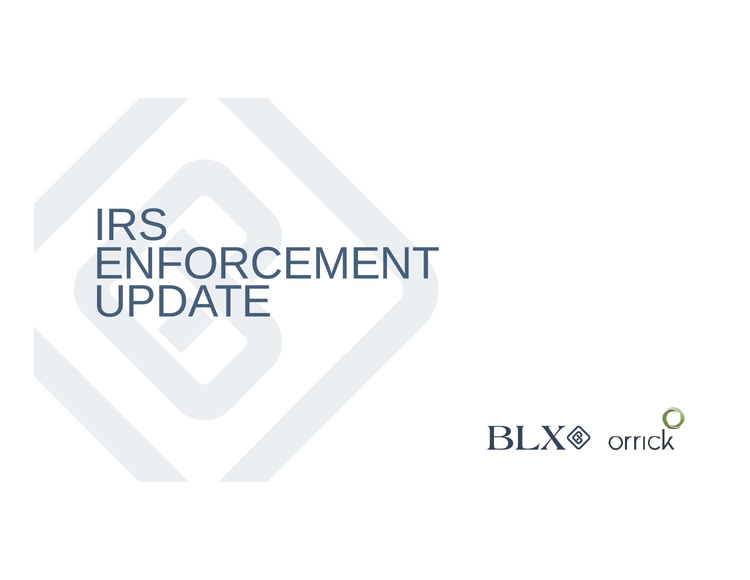# IRS ENFORCEMENT UPDATE

BLX orrick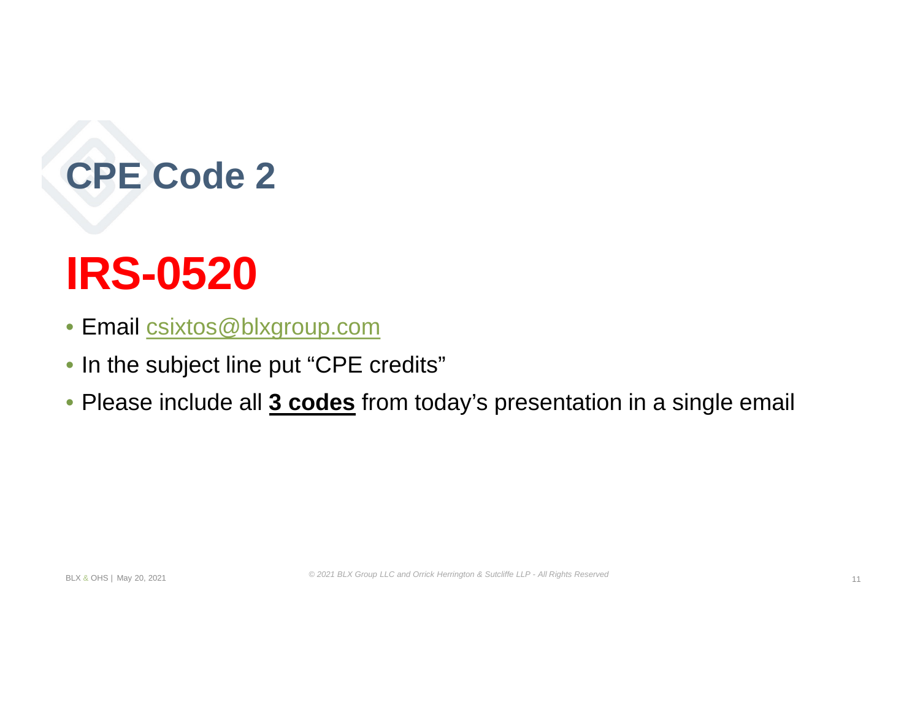# CPE Code 2

# IRS-0520

- Email csixtos@blxgroup.com
- In the subject line put "CPE credits"
- Please include all **3 codes** from today's presentation in a single email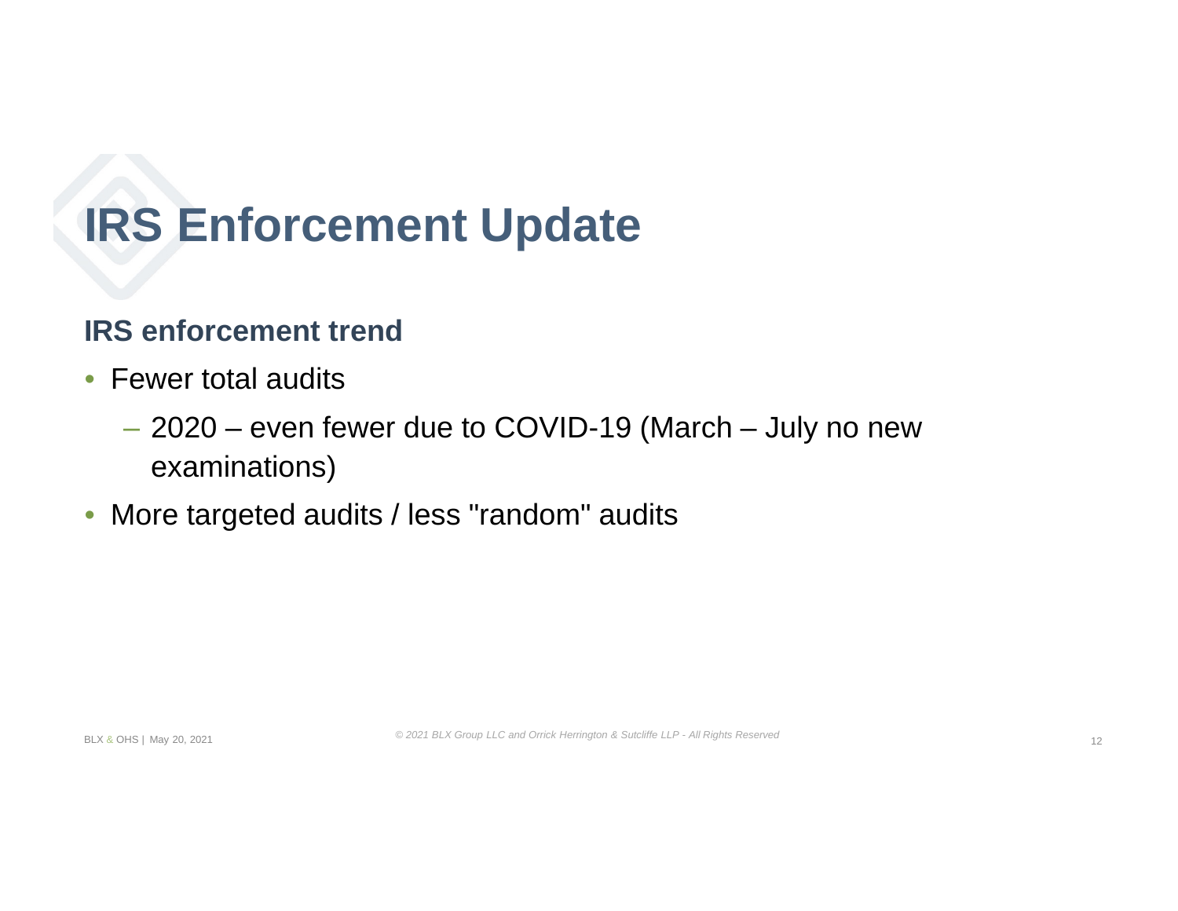# IRS Enforcement Update

## IRS enforcement trend

- Fewer total audits
  - 2020 – even fewer due to COVID-19 (March – July no new examinations)
- More targeted audits / less "random" audits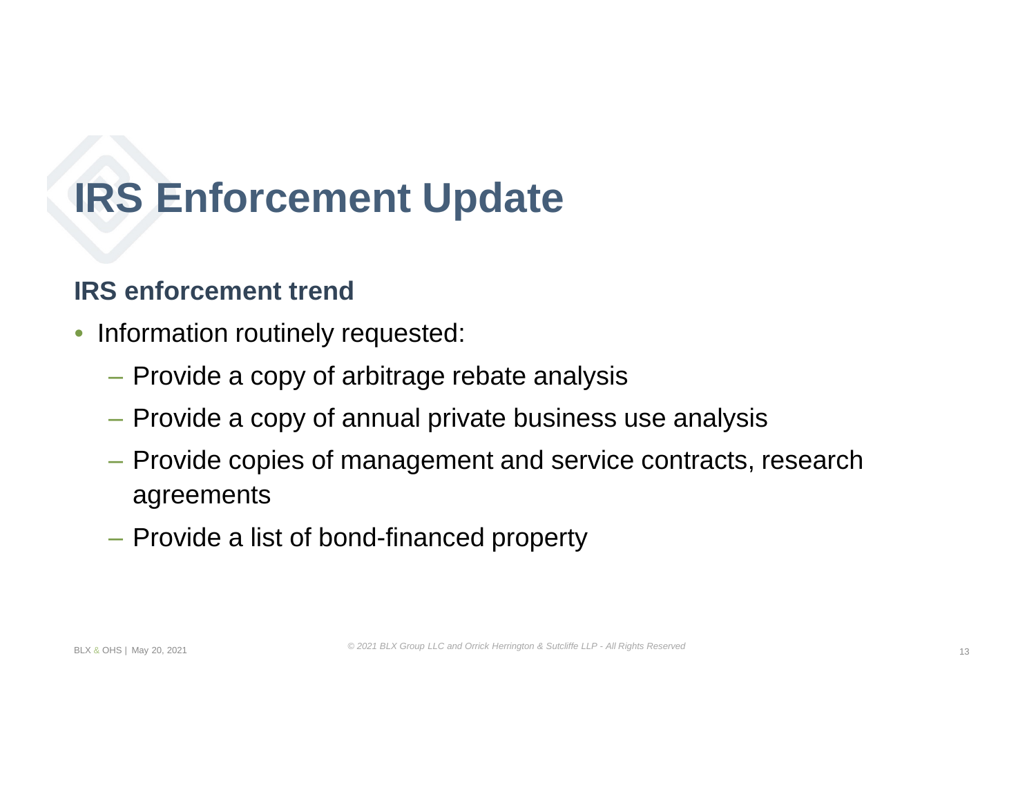# IRS Enforcement Update

## IRS enforcement trend

- Information routinely requested:
  - Provide a copy of arbitrage rebate analysis
  - Provide a copy of annual private business use analysis
  - Provide copies of management and service contracts, research agreements
  - Provide a list of bond-financed property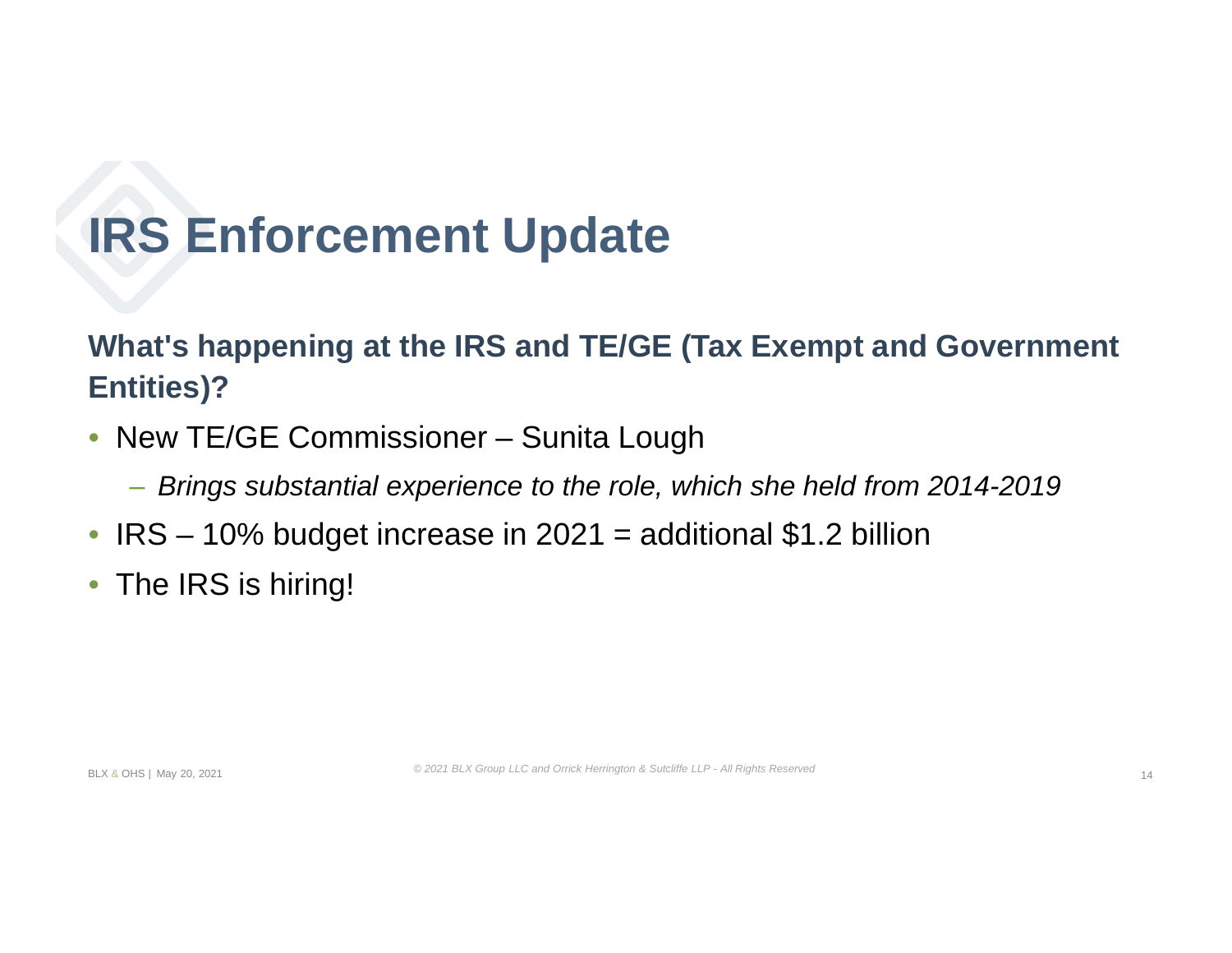# IRS Enforcement Update

**What's happening at the IRS and TE/GE (Tax Exempt and Government Entities)?**

- New TE/GE Commissioner – Sunita Lough
  - *Brings substantial experience to the role, which she held from 2014-2019*
- IRS – 10% budget increase in 2021 = additional $1.2 billion
- The IRS is hiring!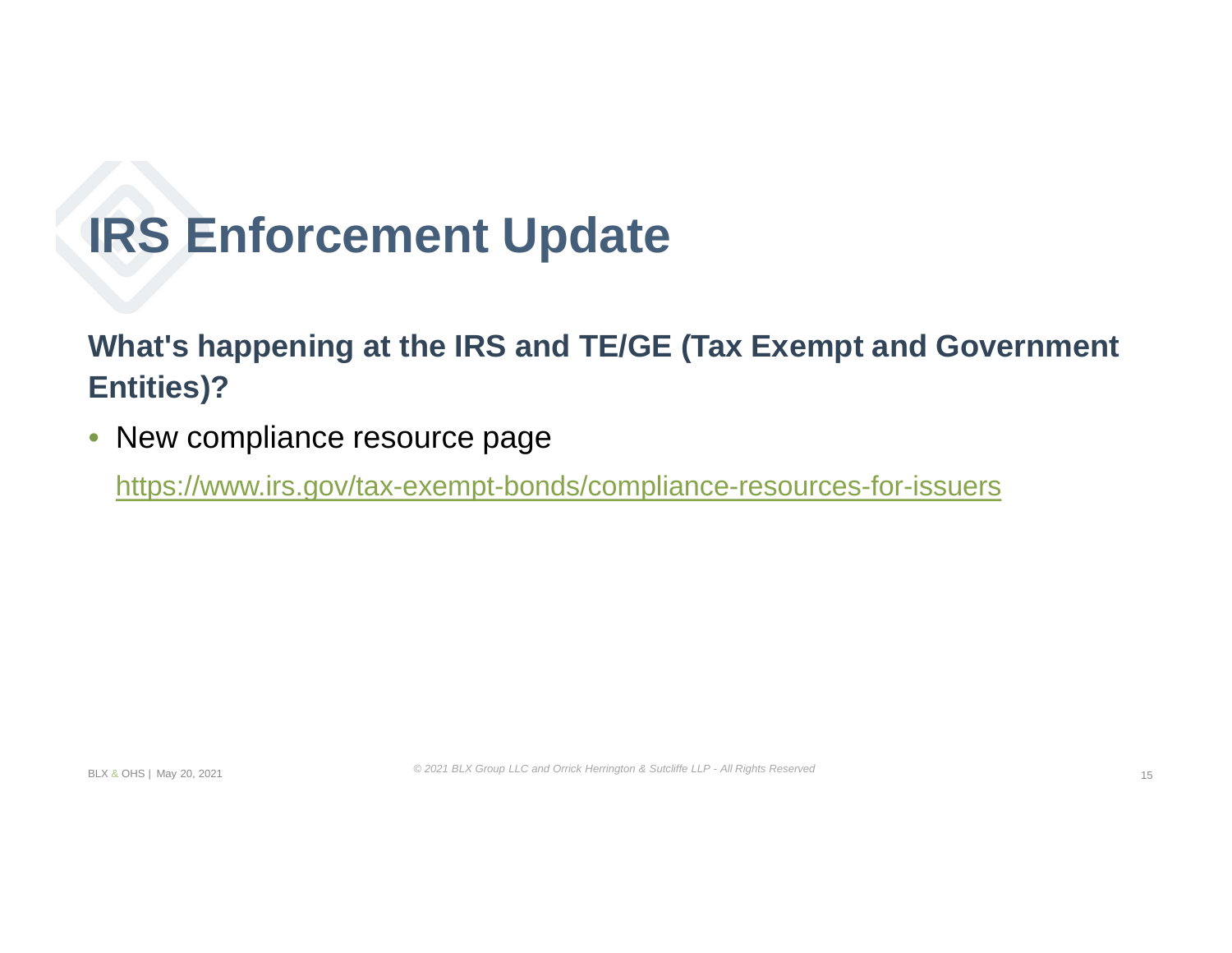# IRS Enforcement Update

**What's happening at the IRS and TE/GE (Tax Exempt and Government Entities)?**

- New compliance resource page

  https://www.irs.gov/tax-exempt-bonds/compliance-resources-for-issuers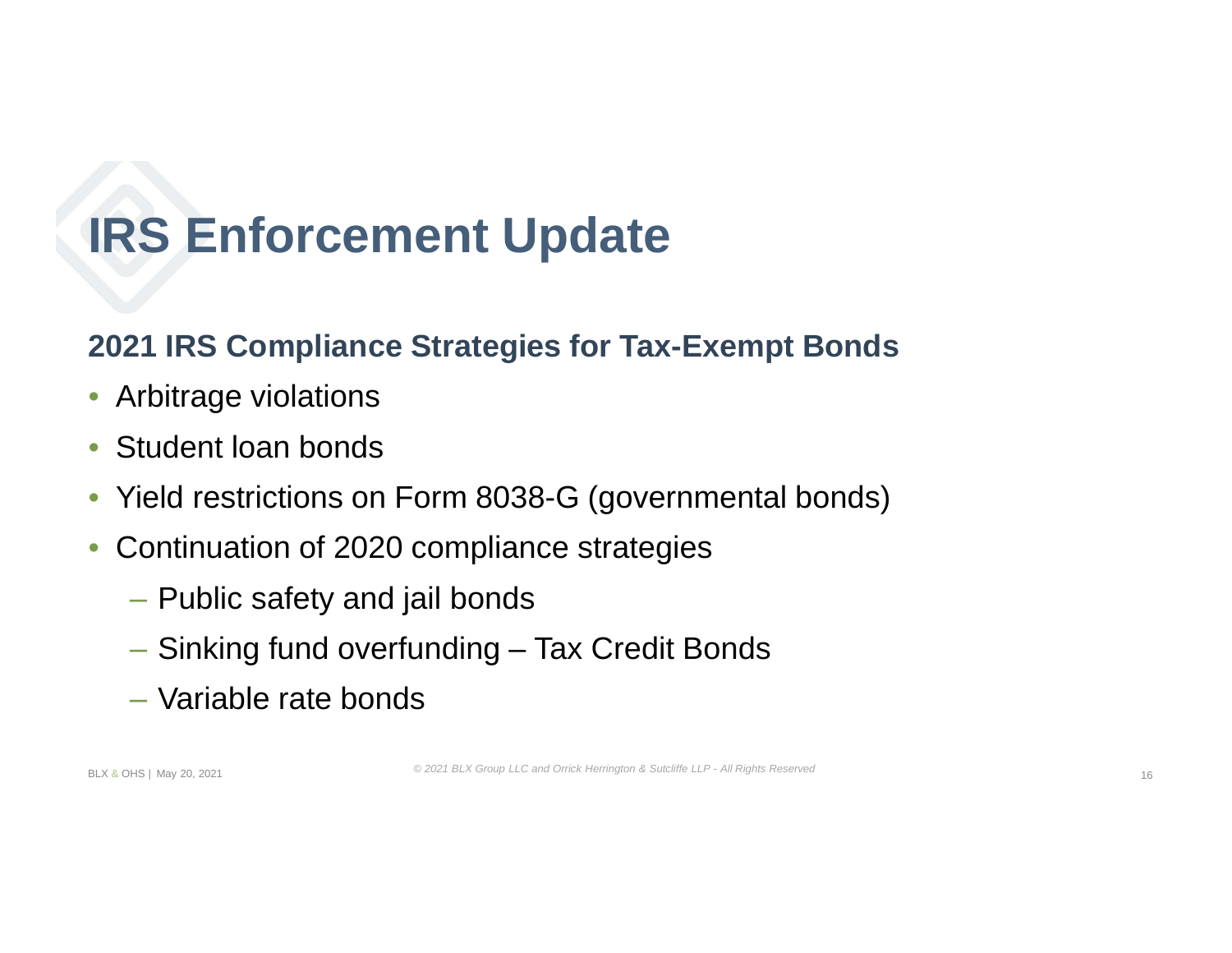# IRS Enforcement Update

## 2021 IRS Compliance Strategies for Tax-Exempt Bonds

- Arbitrage violations
- Student loan bonds
- Yield restrictions on Form 8038-G (governmental bonds)
- Continuation of 2020 compliance strategies
  - Public safety and jail bonds
  - Sinking fund overfunding – Tax Credit Bonds
  - Variable rate bonds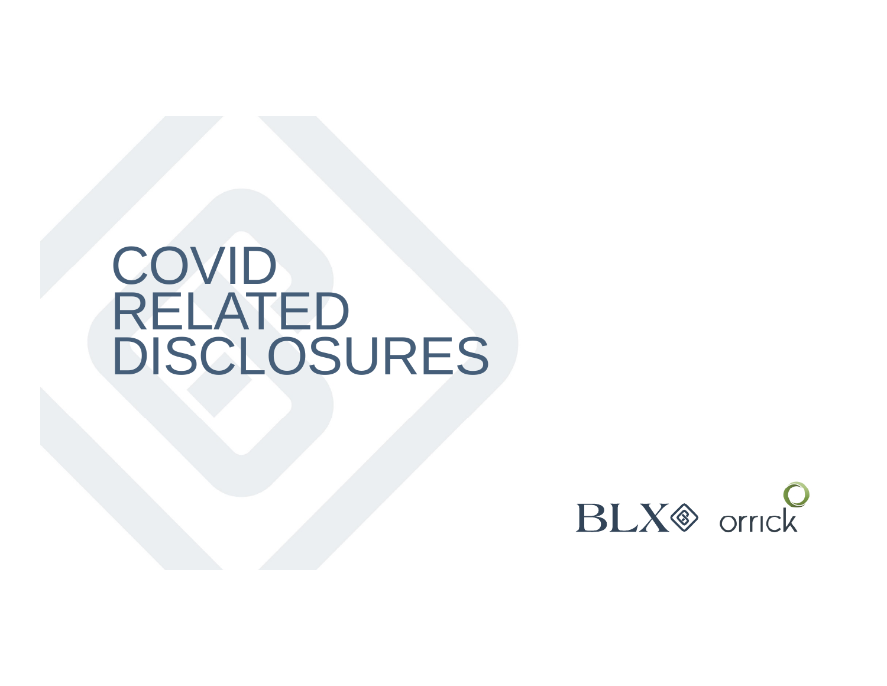# COVID RELATED DISCLOSURES

BLX orrick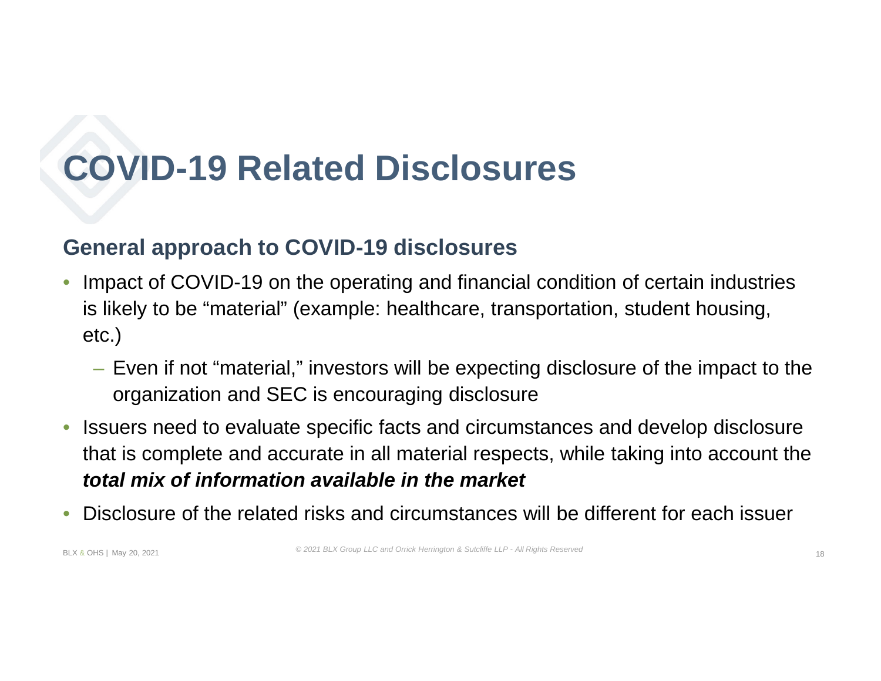# COVID-19 Related Disclosures

## General approach to COVID-19 disclosures

- Impact of COVID-19 on the operating and financial condition of certain industries is likely to be "material" (example: healthcare, transportation, student housing, etc.)
  - Even if not "material," investors will be expecting disclosure of the impact to the organization and SEC is encouraging disclosure
- Issuers need to evaluate specific facts and circumstances and develop disclosure that is complete and accurate in all material respects, while taking into account the ***total mix of information available in the market***
- Disclosure of the related risks and circumstances will be different for each issuer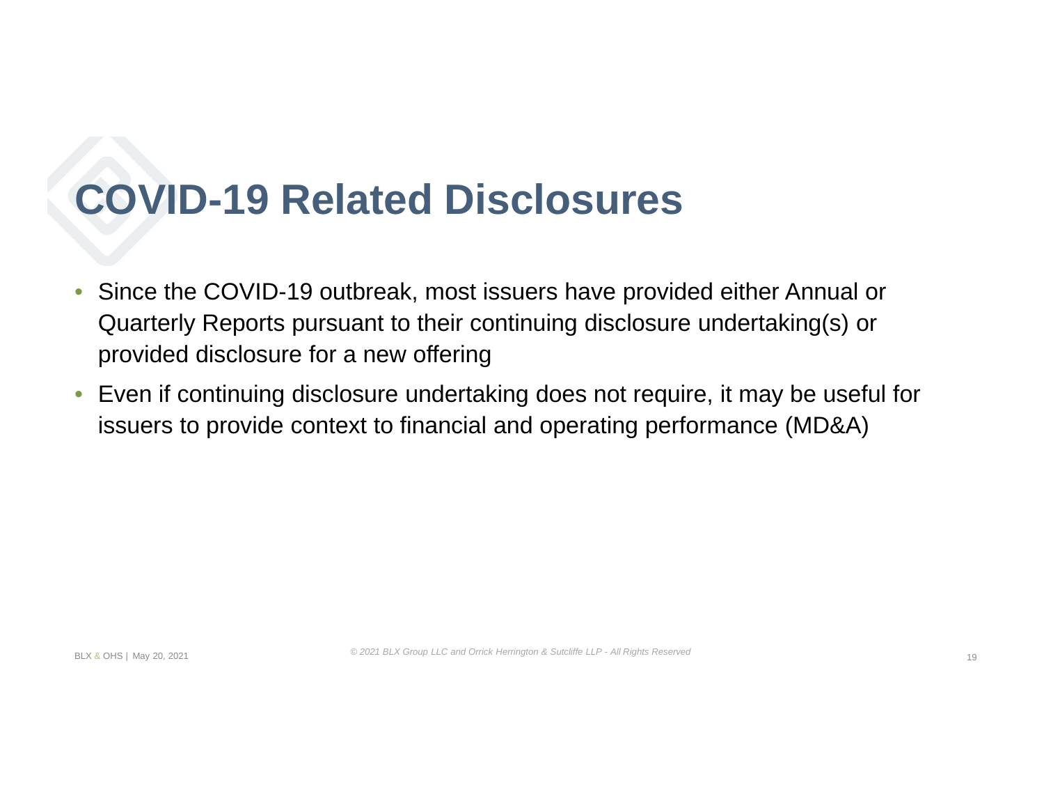# COVID-19 Related Disclosures

- Since the COVID-19 outbreak, most issuers have provided either Annual or Quarterly Reports pursuant to their continuing disclosure undertaking(s) or provided disclosure for a new offering
- Even if continuing disclosure undertaking does not require, it may be useful for issuers to provide context to financial and operating performance (MD&A)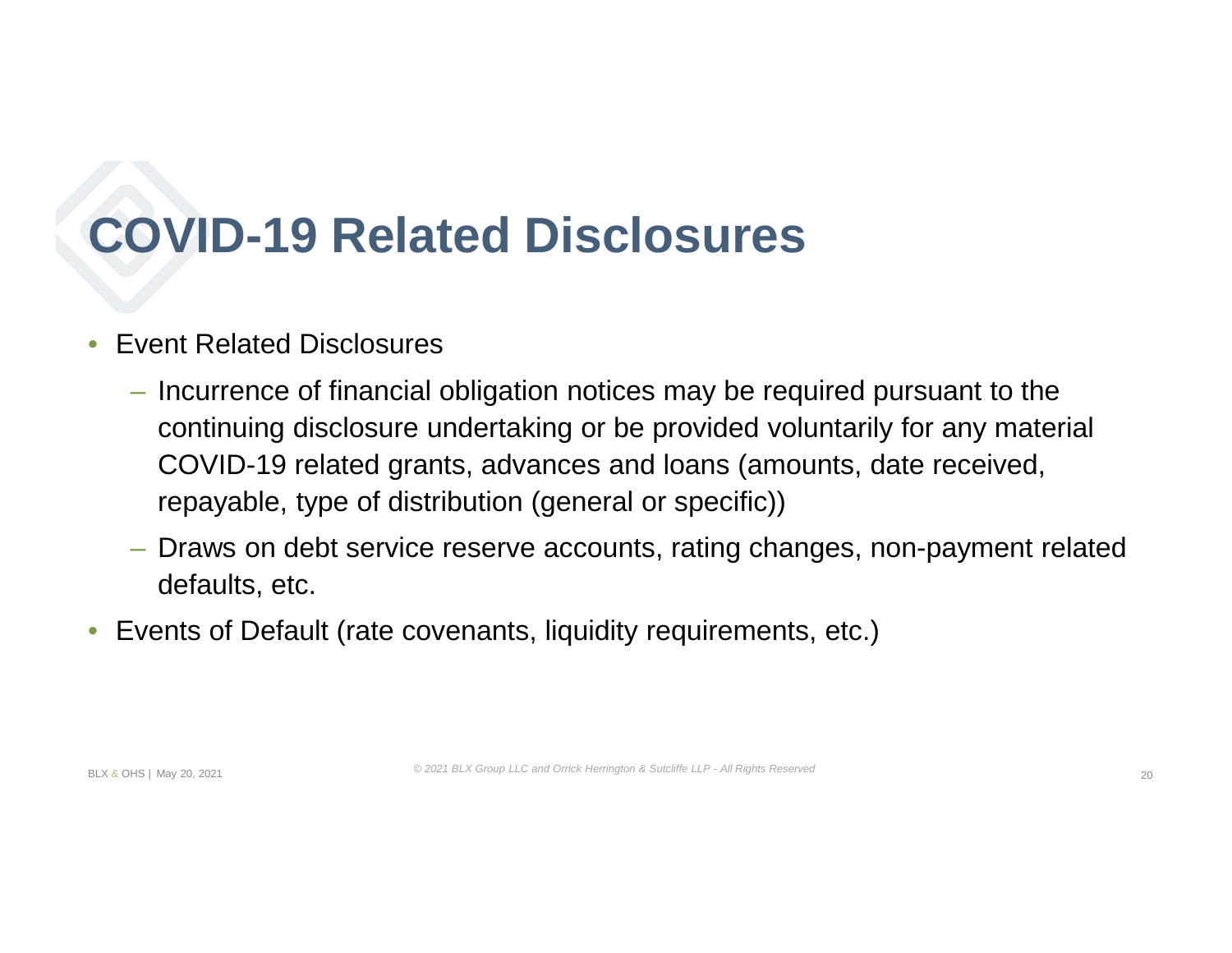# COVID-19 Related Disclosures

- Event Related Disclosures
  - Incurrence of financial obligation notices may be required pursuant to the continuing disclosure undertaking or be provided voluntarily for any material COVID-19 related grants, advances and loans (amounts, date received, repayable, type of distribution (general or specific))
  - Draws on debt service reserve accounts, rating changes, non-payment related defaults, etc.
- Events of Default (rate covenants, liquidity requirements, etc.)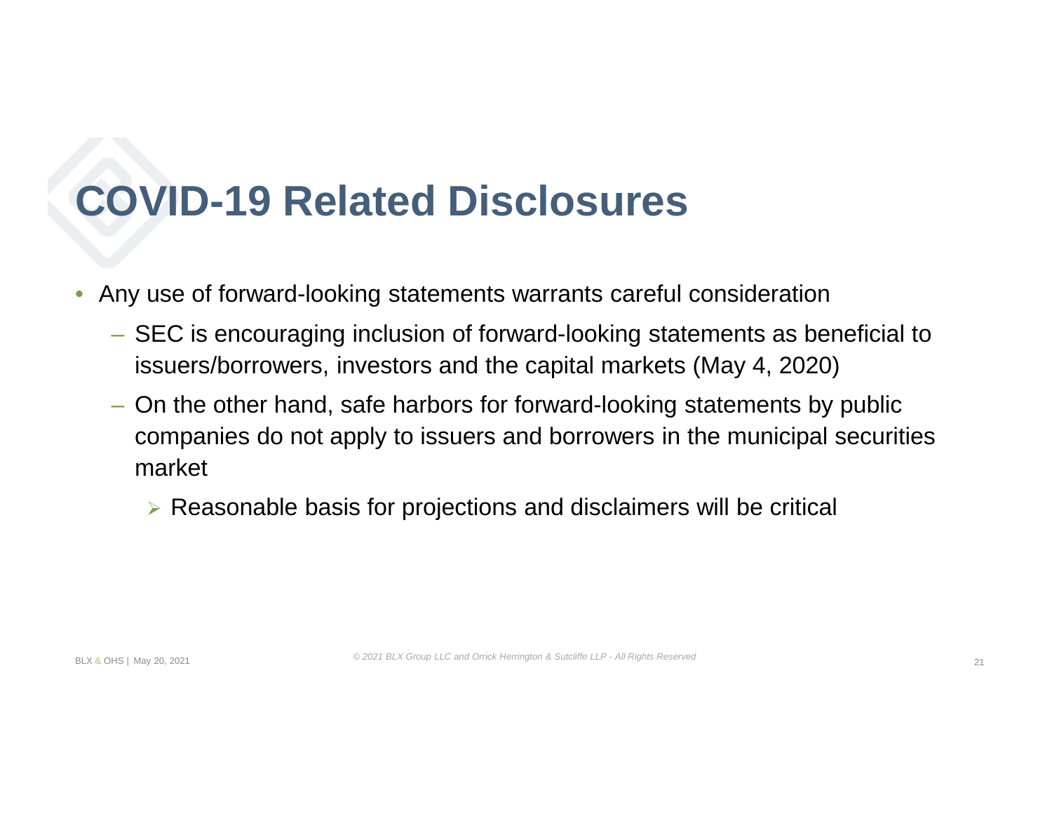# COVID-19 Related Disclosures

- Any use of forward-looking statements warrants careful consideration
  - SEC is encouraging inclusion of forward-looking statements as beneficial to issuers/borrowers, investors and the capital markets (May 4, 2020)
  - On the other hand, safe harbors for forward-looking statements by public companies do not apply to issuers and borrowers in the municipal securities market
    - Reasonable basis for projections and disclaimers will be critical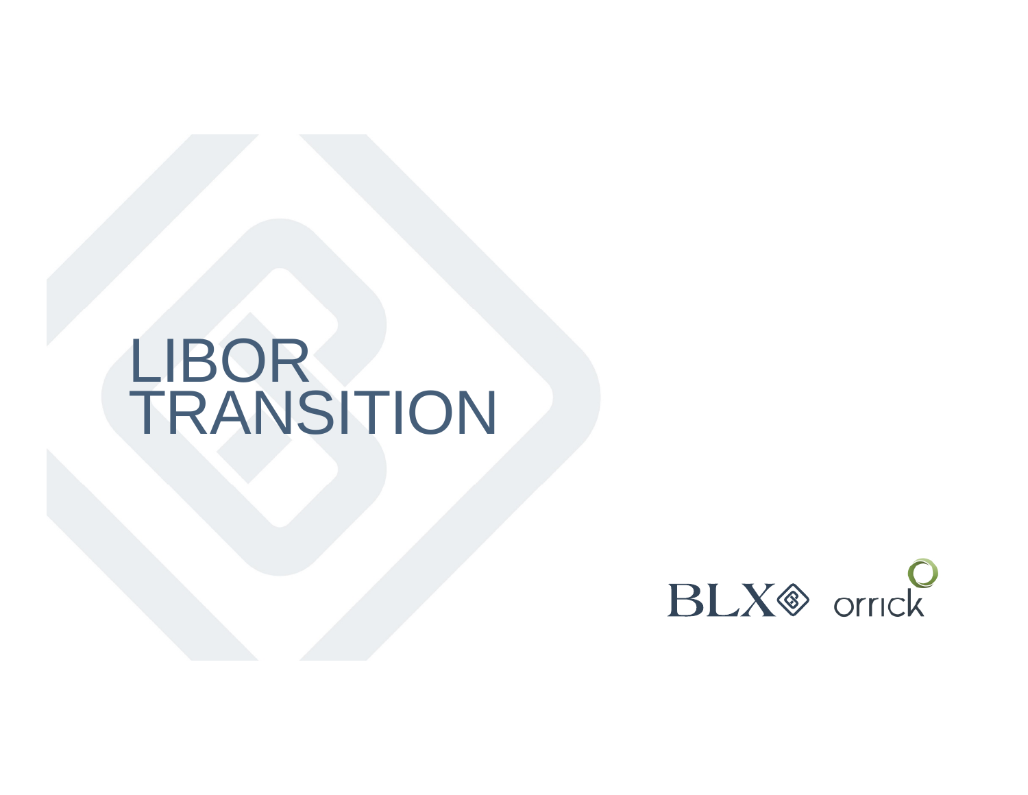# LIBOR TRANSITION

BLX orrick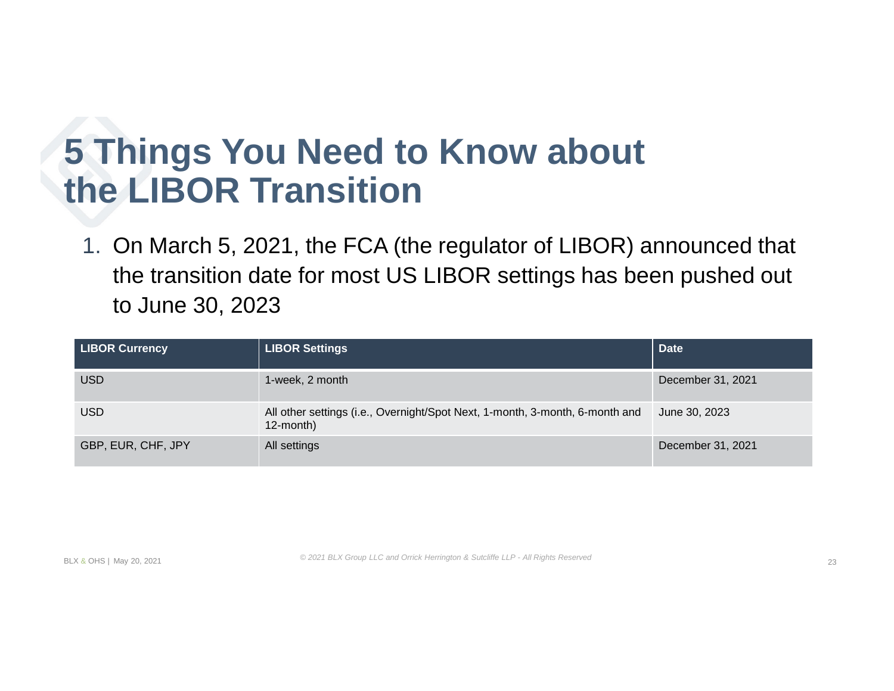# 5 Things You Need to Know about the LIBOR Transition

1. On March 5, 2021, the FCA (the regulator of LIBOR) announced that the transition date for most US LIBOR settings has been pushed out to June 30, 2023

| LIBOR Currency | LIBOR Settings | Date |
|---|---|---|
| USD | 1-week, 2 month | December 31, 2021 |
| USD | All other settings (i.e., Overnight/Spot Next, 1-month, 3-month, 6-month and 12-month) | June 30, 2023 |
| GBP, EUR, CHF, JPY | All settings | December 31, 2021 |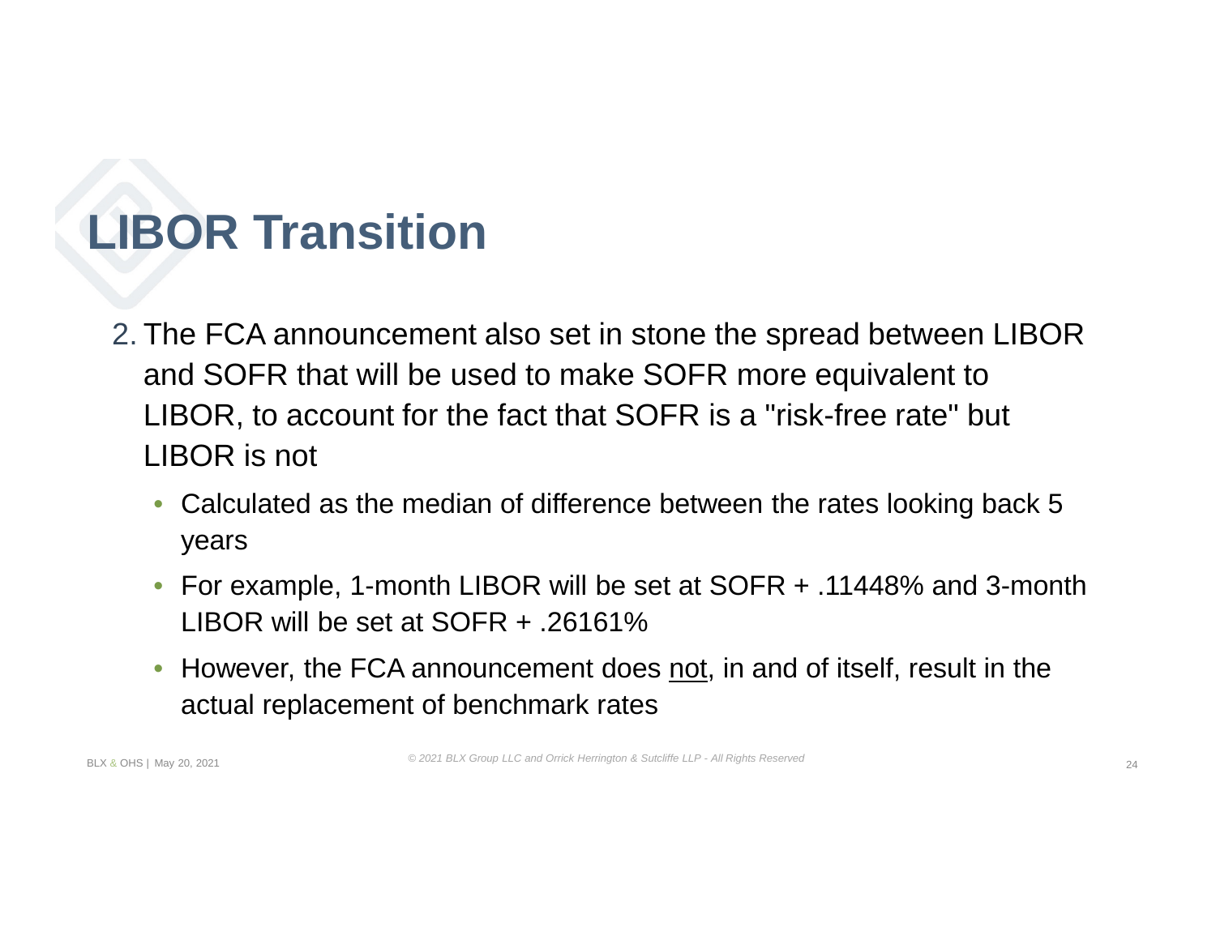# LIBOR Transition

2. The FCA announcement also set in stone the spread between LIBOR and SOFR that will be used to make SOFR more equivalent to LIBOR, to account for the fact that SOFR is a "risk-free rate" but LIBOR is not
   - Calculated as the median of difference between the rates looking back 5 years
   - For example, 1-month LIBOR will be set at SOFR + .11448% and 3-month LIBOR will be set at SOFR + .26161%
   - However, the FCA announcement does <u>not</u>, in and of itself, result in the actual replacement of benchmark rates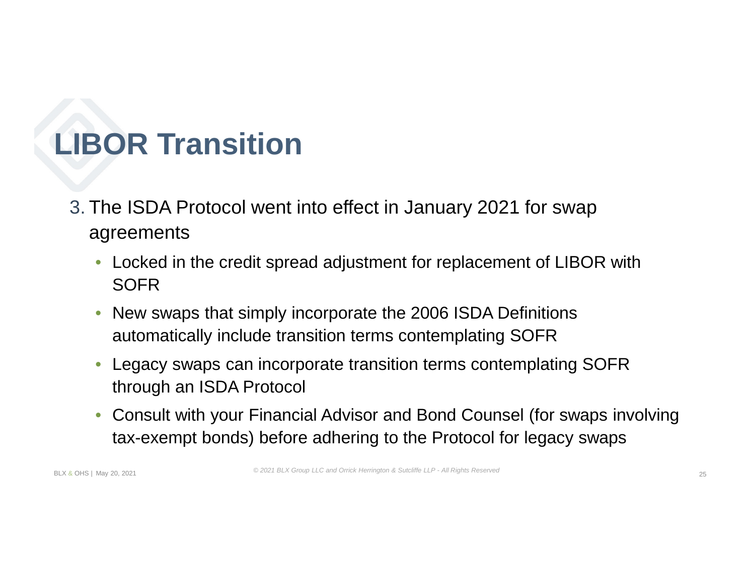# LIBOR Transition

3. The ISDA Protocol went into effect in January 2021 for swap agreements
   - Locked in the credit spread adjustment for replacement of LIBOR with SOFR
   - New swaps that simply incorporate the 2006 ISDA Definitions automatically include transition terms contemplating SOFR
   - Legacy swaps can incorporate transition terms contemplating SOFR through an ISDA Protocol
   - Consult with your Financial Advisor and Bond Counsel (for swaps involving tax-exempt bonds) before adhering to the Protocol for legacy swaps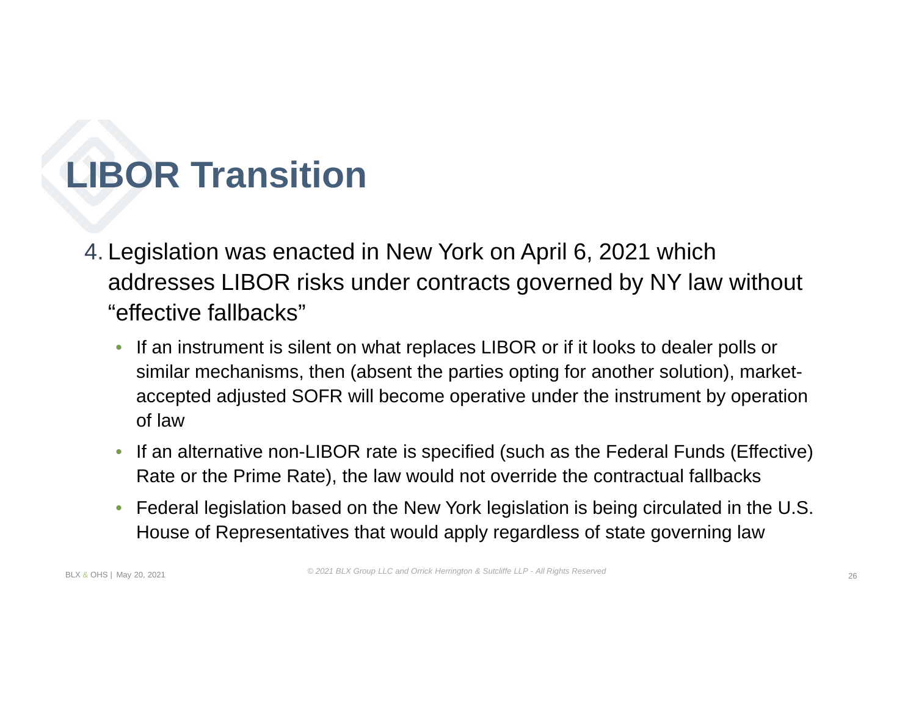# LIBOR Transition

4. Legislation was enacted in New York on April 6, 2021 which addresses LIBOR risks under contracts governed by NY law without “effective fallbacks”
   - If an instrument is silent on what replaces LIBOR or if it looks to dealer polls or similar mechanisms, then (absent the parties opting for another solution), market-accepted adjusted SOFR will become operative under the instrument by operation of law
   - If an alternative non-LIBOR rate is specified (such as the Federal Funds (Effective) Rate or the Prime Rate), the law would not override the contractual fallbacks
   - Federal legislation based on the New York legislation is being circulated in the U.S. House of Representatives that would apply regardless of state governing law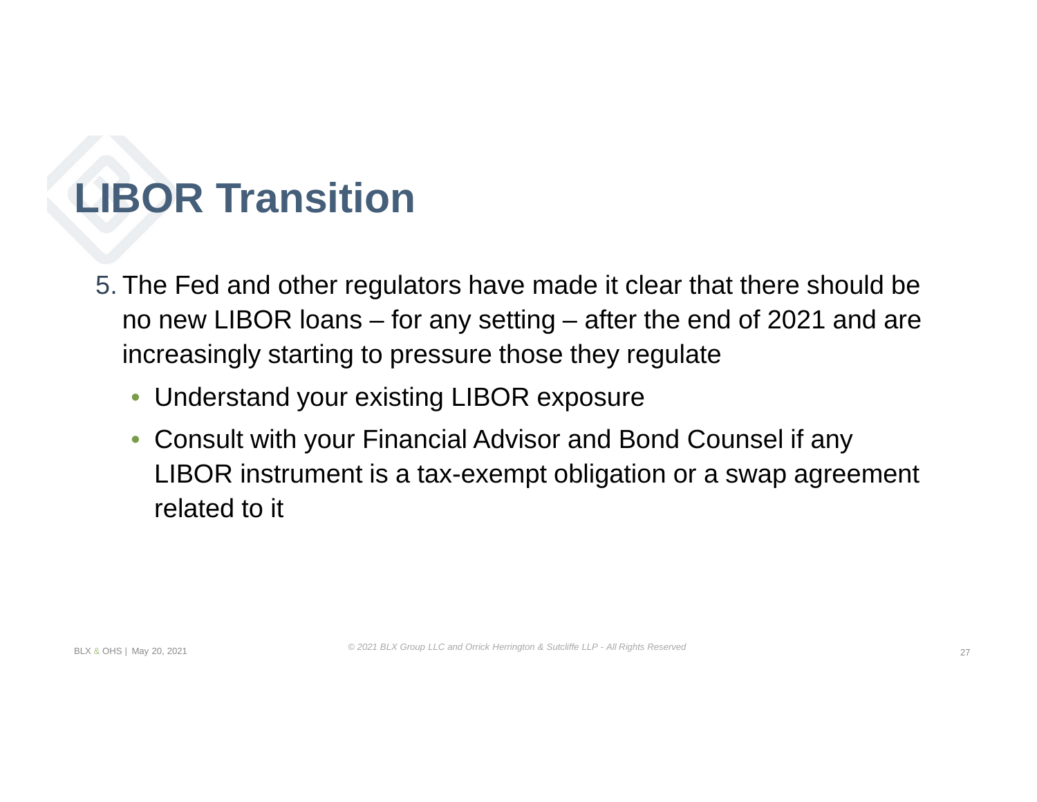# LIBOR Transition

5. The Fed and other regulators have made it clear that there should be no new LIBOR loans – for any setting – after the end of 2021 and are increasingly starting to pressure those they regulate
   - Understand your existing LIBOR exposure
   - Consult with your Financial Advisor and Bond Counsel if any LIBOR instrument is a tax-exempt obligation or a swap agreement related to it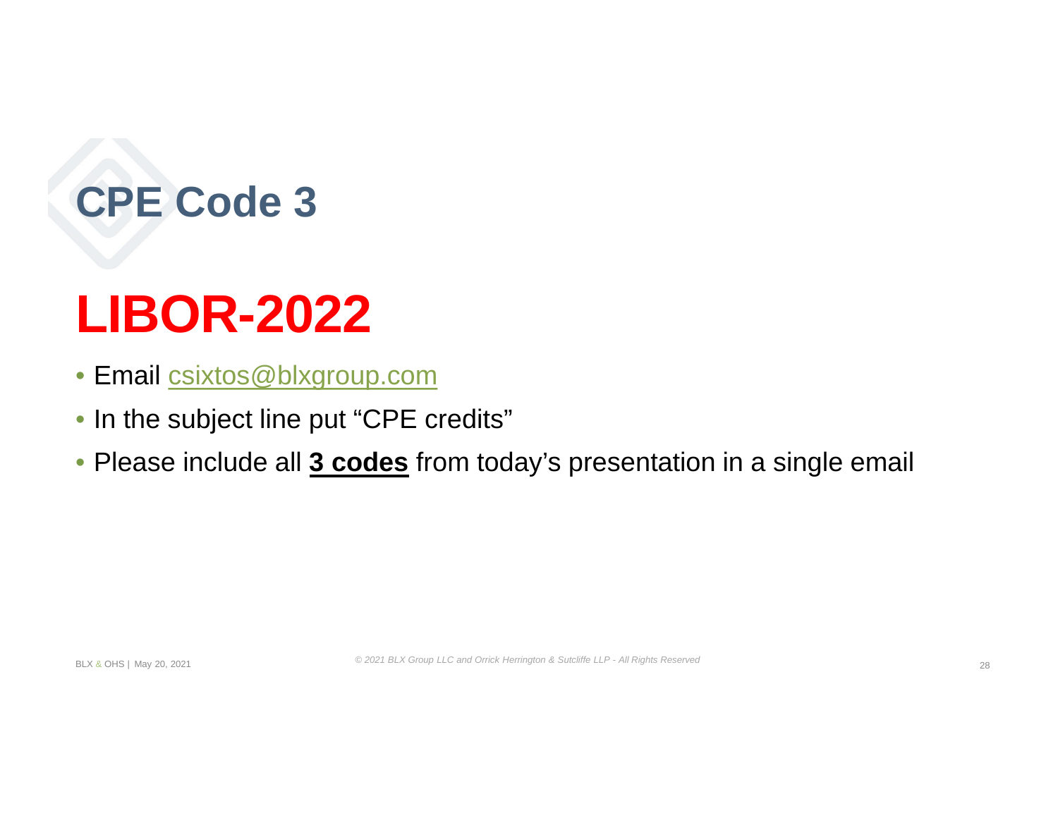# CPE Code 3

# LIBOR-2022

- Email csixtos@blxgroup.com
- In the subject line put "CPE credits"
- Please include all **3 codes** from today's presentation in a single email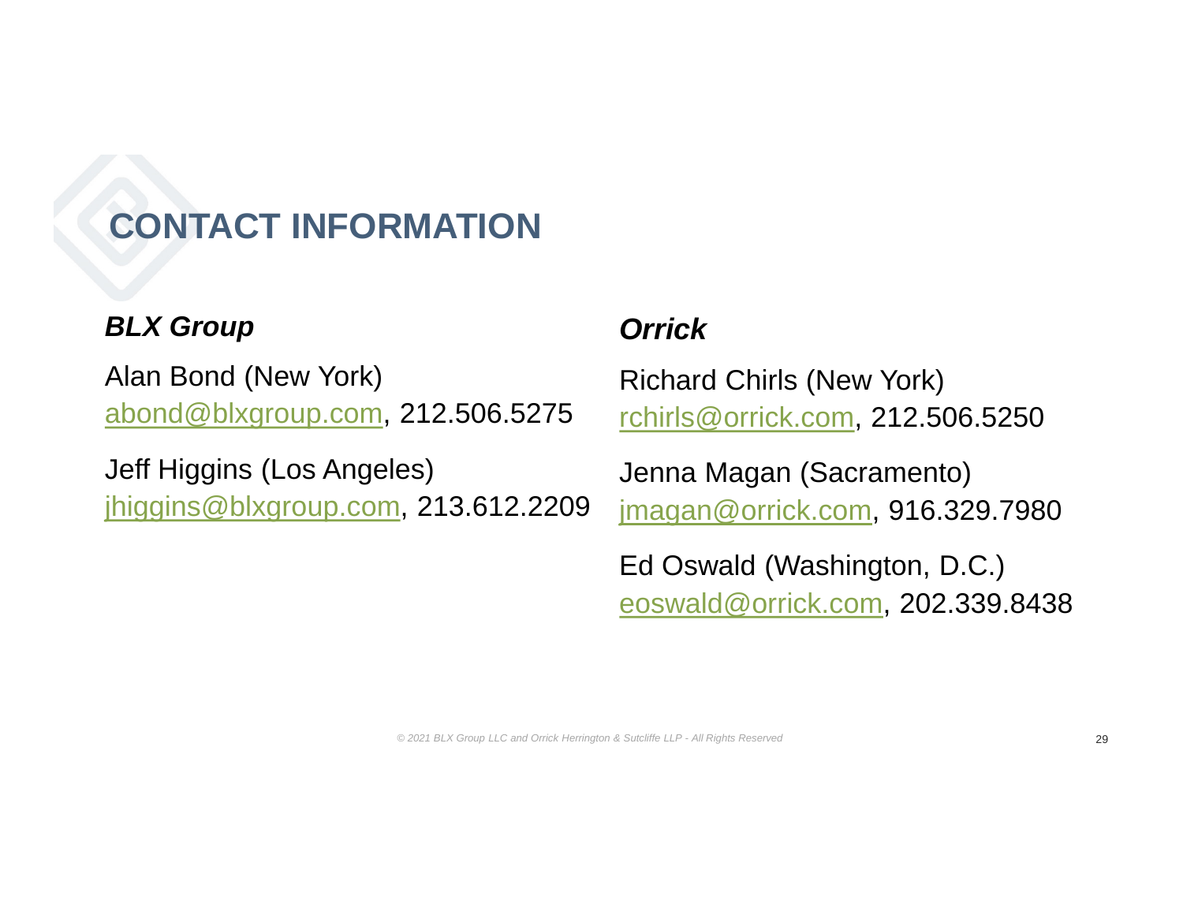# CONTACT INFORMATION

***BLX Group***

Alan Bond (New York)
abond@blxgroup.com, 212.506.5275

Jeff Higgins (Los Angeles)
jhiggins@blxgroup.com, 213.612.2209

***Orrick***

Richard Chirls (New York)
rchirls@orrick.com, 212.506.5250

Jenna Magan (Sacramento)
jmagan@orrick.com, 916.329.7980

Ed Oswald (Washington, D.C.)
eoswald@orrick.com, 202.339.8438

*© 2021 BLX Group LLC and Orrick Herrington & Sutcliffe LLP - All Rights Reserved*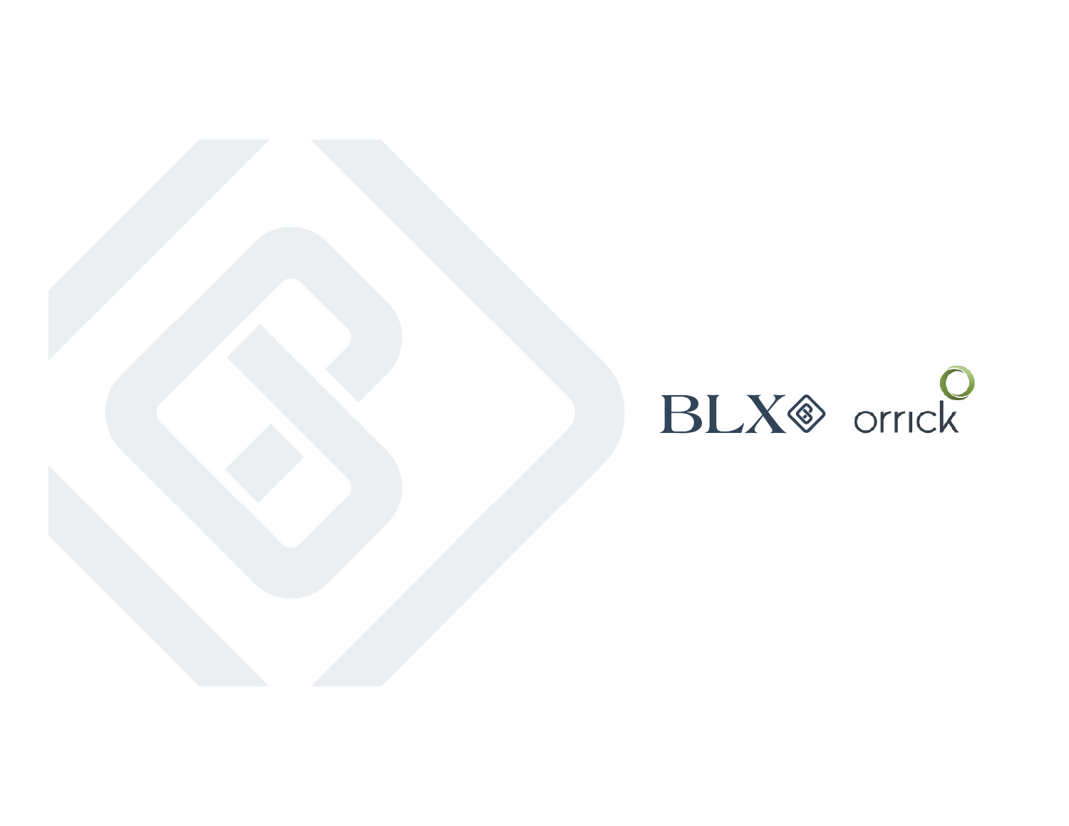BLX orrick